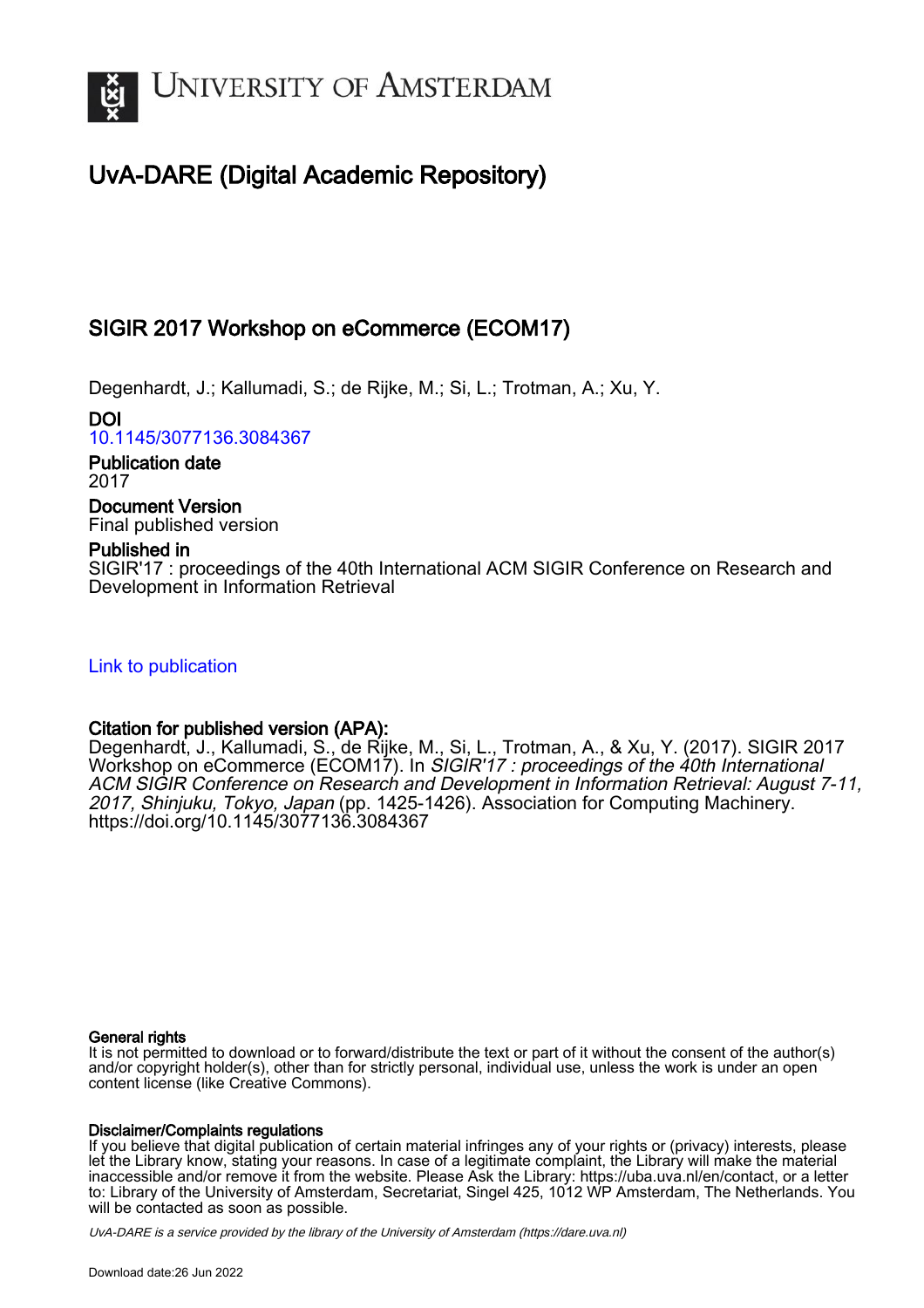# University of Amsterdam

## UvA-DARE (Digital Academic Repository)

### SIGIR 2017 Workshop on eCommerce (ECOM17)

Degenhardt, J.; Kallumadi, S.; de Rijke, M.; Si, L.; Trotman, A.; Xu, Y.

**DOI**
10.1145/3077136.3084367

**Publication date**
2017

**Document Version**
Final published version

**Published in**
SIGIR'17 : proceedings of the 40th International ACM SIGIR Conference on Research and Development in Information Retrieval

Link to publication

**Citation for published version (APA):**
Degenhardt, J., Kallumadi, S., de Rijke, M., Si, L., Trotman, A., & Xu, Y. (2017). SIGIR 2017 Workshop on eCommerce (ECOM17). In *SIGIR'17 : proceedings of the 40th International ACM SIGIR Conference on Research and Development in Information Retrieval: August 7-11, 2017, Shinjuku, Tokyo, Japan* (pp. 1425-1426). Association for Computing Machinery. https://doi.org/10.1145/3077136.3084367

**General rights**
It is not permitted to download or to forward/distribute the text or part of it without the consent of the author(s) and/or copyright holder(s), other than for strictly personal, individual use, unless the work is under an open content license (like Creative Commons).

**Disclaimer/Complaints regulations**
If you believe that digital publication of certain material infringes any of your rights or (privacy) interests, please let the Library know, stating your reasons. In case of a legitimate complaint, the Library will make the material inaccessible and/or remove it from the website. Please Ask the Library: https://uba.uva.nl/en/contact, or a letter to: Library of the University of Amsterdam, Secretariat, Singel 425, 1012 WP Amsterdam, The Netherlands. You will be contacted as soon as possible.

*UvA-DARE is a service provided by the library of the University of Amsterdam (https://dare.uva.nl)*

Download date:26 Jun 2022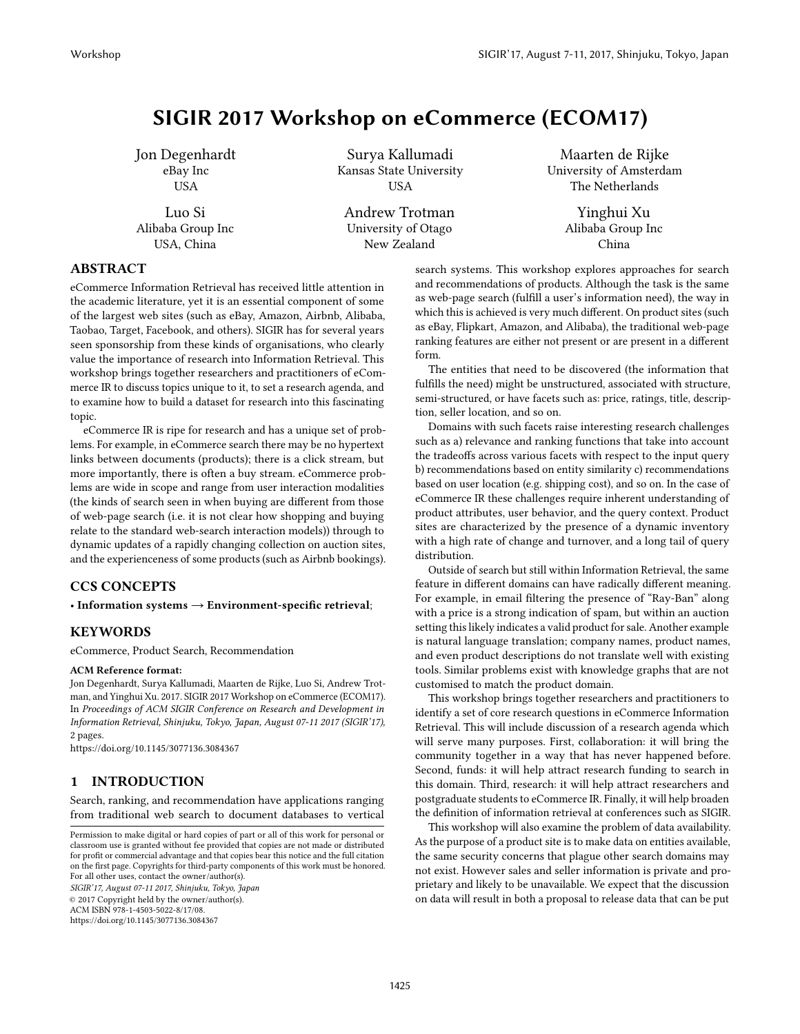# SIGIR 2017 Workshop on eCommerce (ECOM17)

Jon Degenhardt
eBay Inc
USA

Surya Kallumadi
Kansas State University
USA

Maarten de Rijke
University of Amsterdam
The Netherlands

Luo Si
Alibaba Group Inc
USA, China

Andrew Trotman
University of Otago
New Zealand

Yinghui Xu
Alibaba Group Inc
China

## ABSTRACT

eCommerce Information Retrieval has received little attention in the academic literature, yet it is an essential component of some of the largest web sites (such as eBay, Amazon, Airbnb, Alibaba, Taobao, Target, Facebook, and others). SIGIR has for several years seen sponsorship from these kinds of organisations, who clearly value the importance of research into Information Retrieval. This workshop brings together researchers and practitioners of eCommerce IR to discuss topics unique to it, to set a research agenda, and to examine how to build a dataset for research into this fascinating topic.

eCommerce IR is ripe for research and has a unique set of problems. For example, in eCommerce search there may be no hypertext links between documents (products); there is a click stream, but more importantly, there is often a buy stream. eCommerce problems are wide in scope and range from user interaction modalities (the kinds of search seen in when buying are different from those of web-page search (i.e. it is not clear how shopping and buying relate to the standard web-search interaction models)) through to dynamic updates of a rapidly changing collection on auction sites, and the experienceness of some products (such as Airbnb bookings).

## CCS CONCEPTS

• **Information systems → Environment-specific retrieval**;

## KEYWORDS

eCommerce, Product Search, Recommendation

**ACM Reference format:**
Jon Degenhardt, Surya Kallumadi, Maarten de Rijke, Luo Si, Andrew Trotman, and Yinghui Xu. 2017. SIGIR 2017 Workshop on eCommerce (ECOM17). In *Proceedings of ACM SIGIR Conference on Research and Development in Information Retrieval, Shinjuku, Tokyo, Japan, August 07-11 2017 (SIGIR'17),* 2 pages.
https://doi.org/10.1145/3077136.3084367

## 1 INTRODUCTION

Search, ranking, and recommendation have applications ranging from traditional web search to document databases to vertical search systems. This workshop explores approaches for search and recommendations of products. Although the task is the same as web-page search (fulfill a user's information need), the way in which this is achieved is very much different. On product sites (such as eBay, Flipkart, Amazon, and Alibaba), the traditional web-page ranking features are either not present or are present in a different form.

The entities that need to be discovered (the information that fulfills the need) might be unstructured, associated with structure, semi-structured, or have facets such as: price, ratings, title, description, seller location, and so on.

Domains with such facets raise interesting research challenges such as a) relevance and ranking functions that take into account the tradeoffs across various facets with respect to the input query b) recommendations based on entity similarity c) recommendations based on user location (e.g. shipping cost), and so on. In the case of eCommerce IR these challenges require inherent understanding of product attributes, user behavior, and the query context. Product sites are characterized by the presence of a dynamic inventory with a high rate of change and turnover, and a long tail of query distribution.

Outside of search but still within Information Retrieval, the same feature in different domains can have radically different meaning. For example, in email filtering the presence of "Ray-Ban" along with a price is a strong indication of spam, but within an auction setting this likely indicates a valid product for sale. Another example is natural language translation; company names, product names, and even product descriptions do not translate well with existing tools. Similar problems exist with knowledge graphs that are not customised to match the product domain.

This workshop brings together researchers and practitioners to identify a set of core research questions in eCommerce Information Retrieval. This will include discussion of a research agenda which will serve many purposes. First, collaboration: it will bring the community together in a way that has never happened before. Second, funds: it will help attract research funding to search in this domain. Third, research: it will help attract researchers and postgraduate students to eCommerce IR. Finally, it will help broaden the definition of information retrieval at conferences such as SIGIR.

This workshop will also examine the problem of data availability. As the purpose of a product site is to make data on entities available, the same security concerns that plague other search domains may not exist. However sales and seller information is private and proprietary and likely to be unavailable. We expect that the discussion on data will result in both a proposal to release data that can be put

Permission to make digital or hard copies of part or all of this work for personal or classroom use is granted without fee provided that copies are not made or distributed for profit or commercial advantage and that copies bear this notice and the full citation on the first page. Copyrights for third-party components of this work must be honored. For all other uses, contact the owner/author(s).
*SIGIR'17, August 07-11 2017, Shinjuku, Tokyo, Japan*
© 2017 Copyright held by the owner/author(s).
ACM ISBN 978-1-4503-5022-8/17/08.
https://doi.org/10.1145/3077136.3084367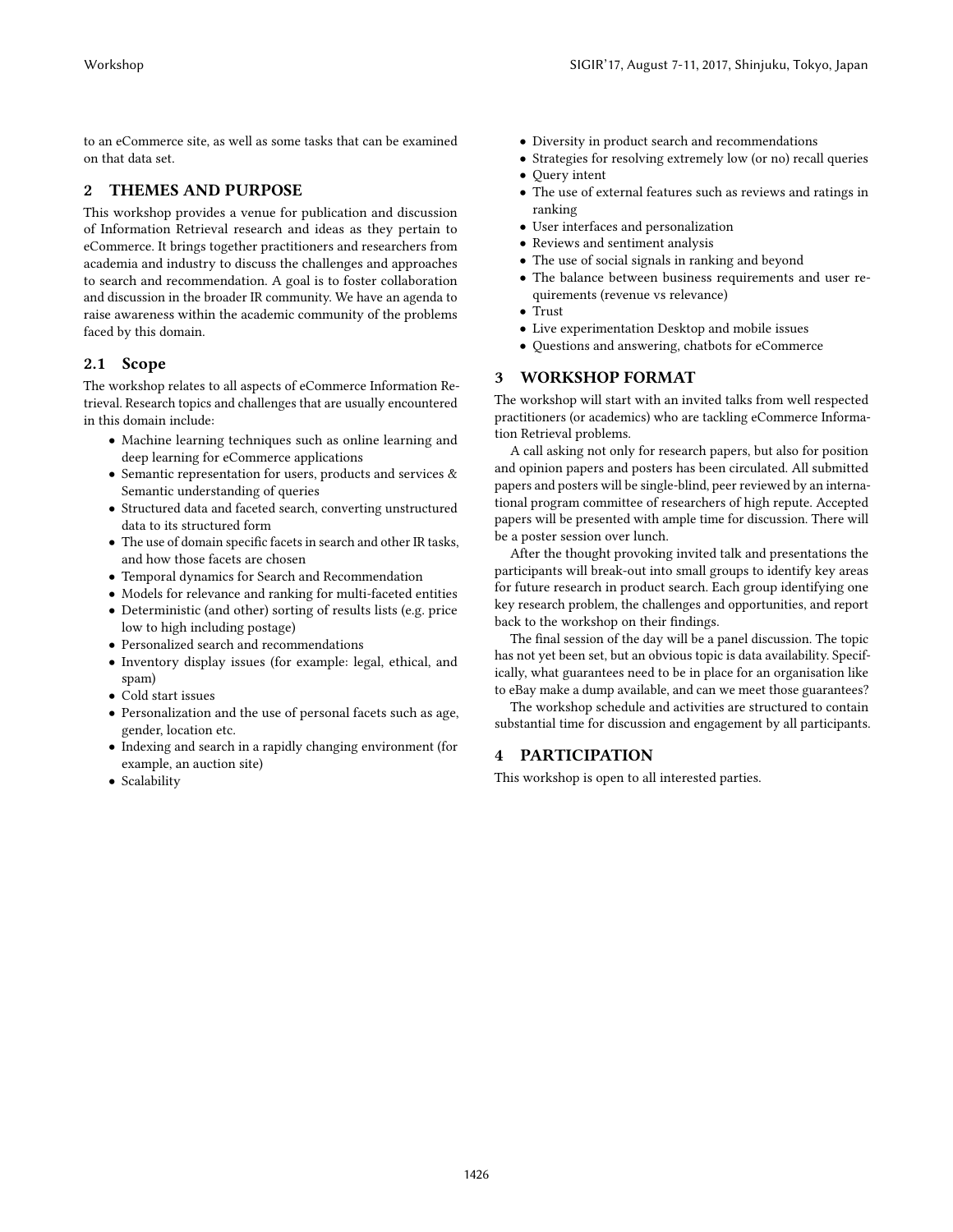to an eCommerce site, as well as some tasks that can be examined on that data set.

## 2 THEMES AND PURPOSE

This workshop provides a venue for publication and discussion of Information Retrieval research and ideas as they pertain to eCommerce. It brings together practitioners and researchers from academia and industry to discuss the challenges and approaches to search and recommendation. A goal is to foster collaboration and discussion in the broader IR community. We have an agenda to raise awareness within the academic community of the problems faced by this domain.

### 2.1 Scope

The workshop relates to all aspects of eCommerce Information Retrieval. Research topics and challenges that are usually encountered in this domain include:

- Machine learning techniques such as online learning and deep learning for eCommerce applications
- Semantic representation for users, products and services & Semantic understanding of queries
- Structured data and faceted search, converting unstructured data to its structured form
- The use of domain specific facets in search and other IR tasks, and how those facets are chosen
- Temporal dynamics for Search and Recommendation
- Models for relevance and ranking for multi-faceted entities
- Deterministic (and other) sorting of results lists (e.g. price low to high including postage)
- Personalized search and recommendations
- Inventory display issues (for example: legal, ethical, and spam)
- Cold start issues
- Personalization and the use of personal facets such as age, gender, location etc.
- Indexing and search in a rapidly changing environment (for example, an auction site)
- Scalability
- Diversity in product search and recommendations
- Strategies for resolving extremely low (or no) recall queries
- Query intent
- The use of external features such as reviews and ratings in ranking
- User interfaces and personalization
- Reviews and sentiment analysis
- The use of social signals in ranking and beyond
- The balance between business requirements and user requirements (revenue vs relevance)
- Trust
- Live experimentation Desktop and mobile issues
- Questions and answering, chatbots for eCommerce

## 3 WORKSHOP FORMAT

The workshop will start with an invited talks from well respected practitioners (or academics) who are tackling eCommerce Information Retrieval problems.

A call asking not only for research papers, but also for position and opinion papers and posters has been circulated. All submitted papers and posters will be single-blind, peer reviewed by an international program committee of researchers of high repute. Accepted papers will be presented with ample time for discussion. There will be a poster session over lunch.

After the thought provoking invited talk and presentations the participants will break-out into small groups to identify key areas for future research in product search. Each group identifying one key research problem, the challenges and opportunities, and report back to the workshop on their findings.

The final session of the day will be a panel discussion. The topic has not yet been set, but an obvious topic is data availability. Specifically, what guarantees need to be in place for an organisation like to eBay make a dump available, and can we meet those guarantees?

The workshop schedule and activities are structured to contain substantial time for discussion and engagement by all participants.

## 4 PARTICIPATION

This workshop is open to all interested parties.